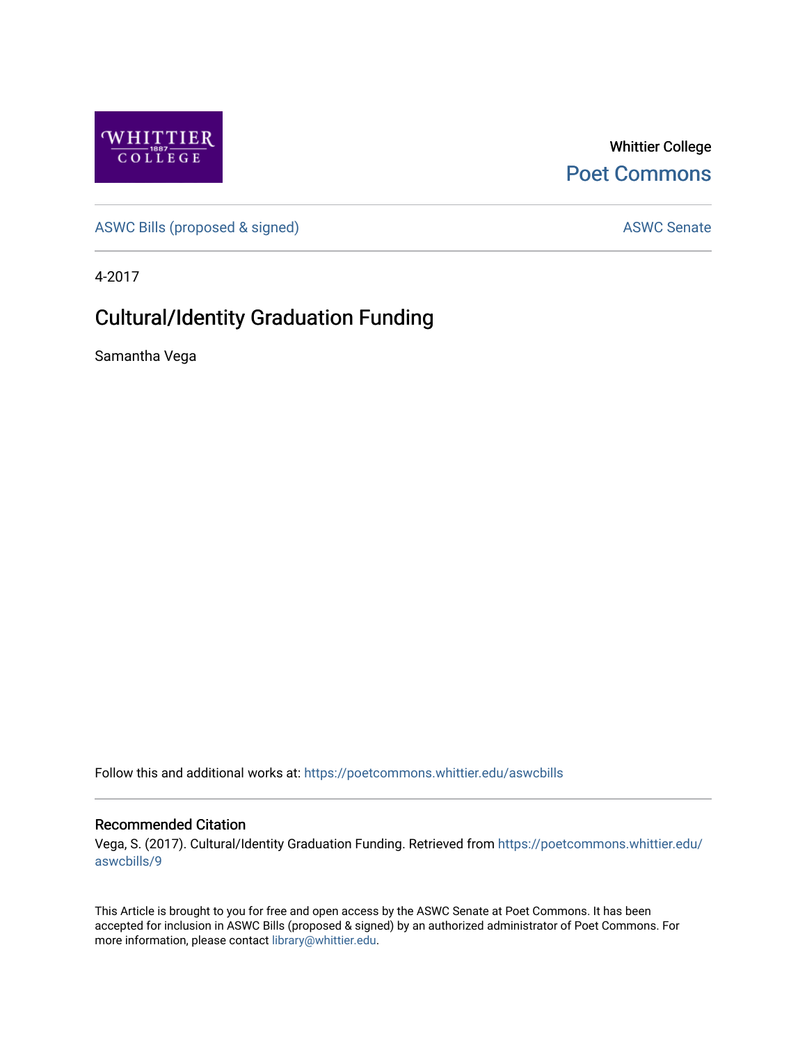Whittier College

Poet Commons

ASWC Bills (proposed & signed)

ASWC Senate

4-2017

# Cultural/Identity Graduation Funding

Samantha Vega

Follow this and additional works at: https://poetcommons.whittier.edu/aswcbills

## Recommended Citation

Vega, S. (2017). Cultural/Identity Graduation Funding. Retrieved from https://poetcommons.whittier.edu/aswcbills/9

This Article is brought to you for free and open access by the ASWC Senate at Poet Commons. It has been accepted for inclusion in ASWC Bills (proposed & signed) by an authorized administrator of Poet Commons. For more information, please contact library@whittier.edu.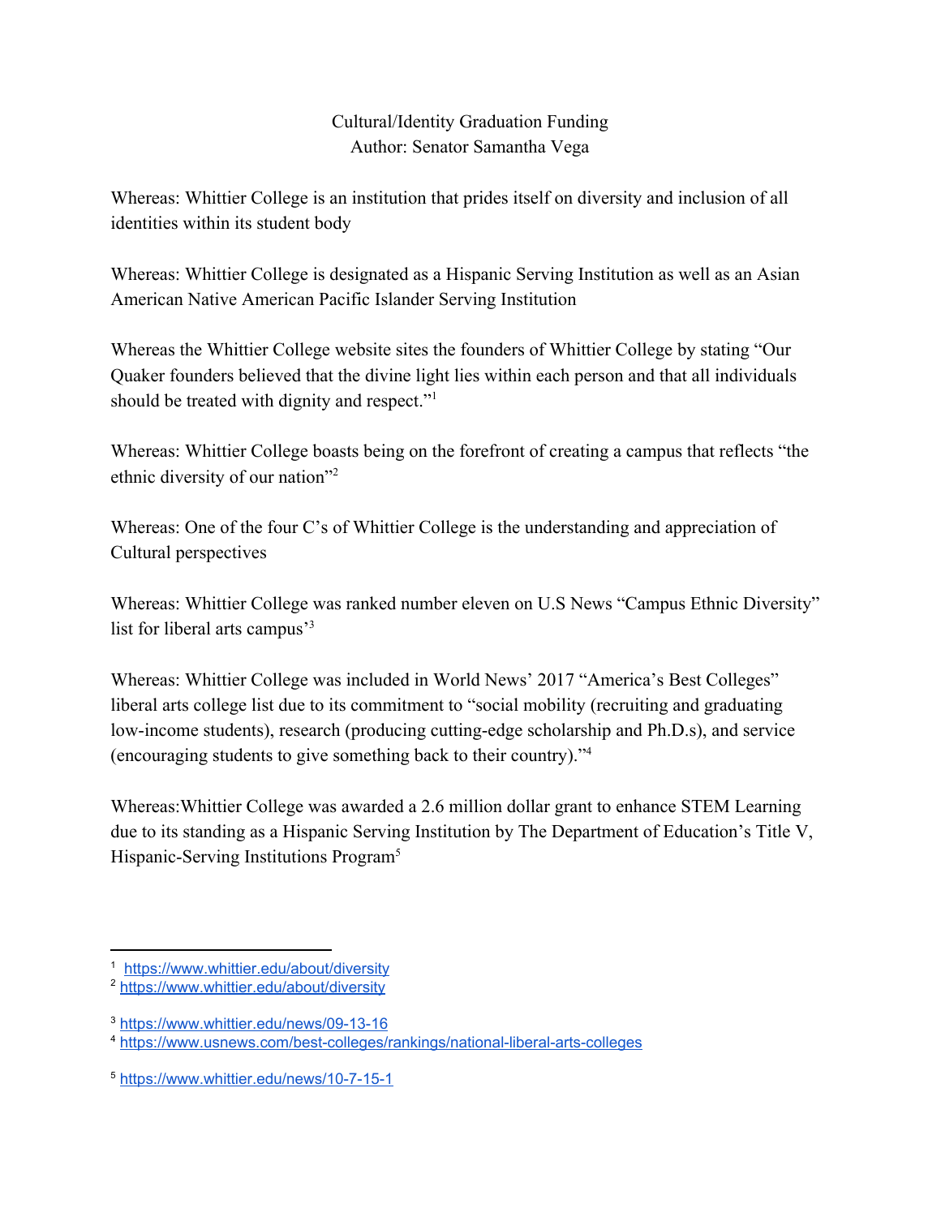Cultural/Identity Graduation Funding
Author: Senator Samantha Vega

Whereas: Whittier College is an institution that prides itself on diversity and inclusion of all identities within its student body

Whereas: Whittier College is designated as a Hispanic Serving Institution as well as an Asian American Native American Pacific Islander Serving Institution

Whereas the Whittier College website sites the founders of Whittier College by stating "Our Quaker founders believed that the divine light lies within each person and that all individuals should be treated with dignity and respect."[1]

Whereas: Whittier College boasts being on the forefront of creating a campus that reflects "the ethnic diversity of our nation"[2]

Whereas: One of the four C's of Whittier College is the understanding and appreciation of Cultural perspectives

Whereas: Whittier College was ranked number eleven on U.S News "Campus Ethnic Diversity" list for liberal arts campus'[3]

Whereas: Whittier College was included in World News' 2017 "America's Best Colleges" liberal arts college list due to its commitment to "social mobility (recruiting and graduating low-income students), research (producing cutting-edge scholarship and Ph.D.s), and service (encouraging students to give something back to their country)."[4]

Whereas:Whittier College was awarded a 2.6 million dollar grant to enhance STEM Learning due to its standing as a Hispanic Serving Institution by The Department of Education's Title V, Hispanic-Serving Institutions Program[5]

---

[1] https://www.whittier.edu/about/diversity

[2] https://www.whittier.edu/about/diversity

[3] https://www.whittier.edu/news/09-13-16

[4] https://www.usnews.com/best-colleges/rankings/national-liberal-arts-colleges

[5] https://www.whittier.edu/news/10-7-15-1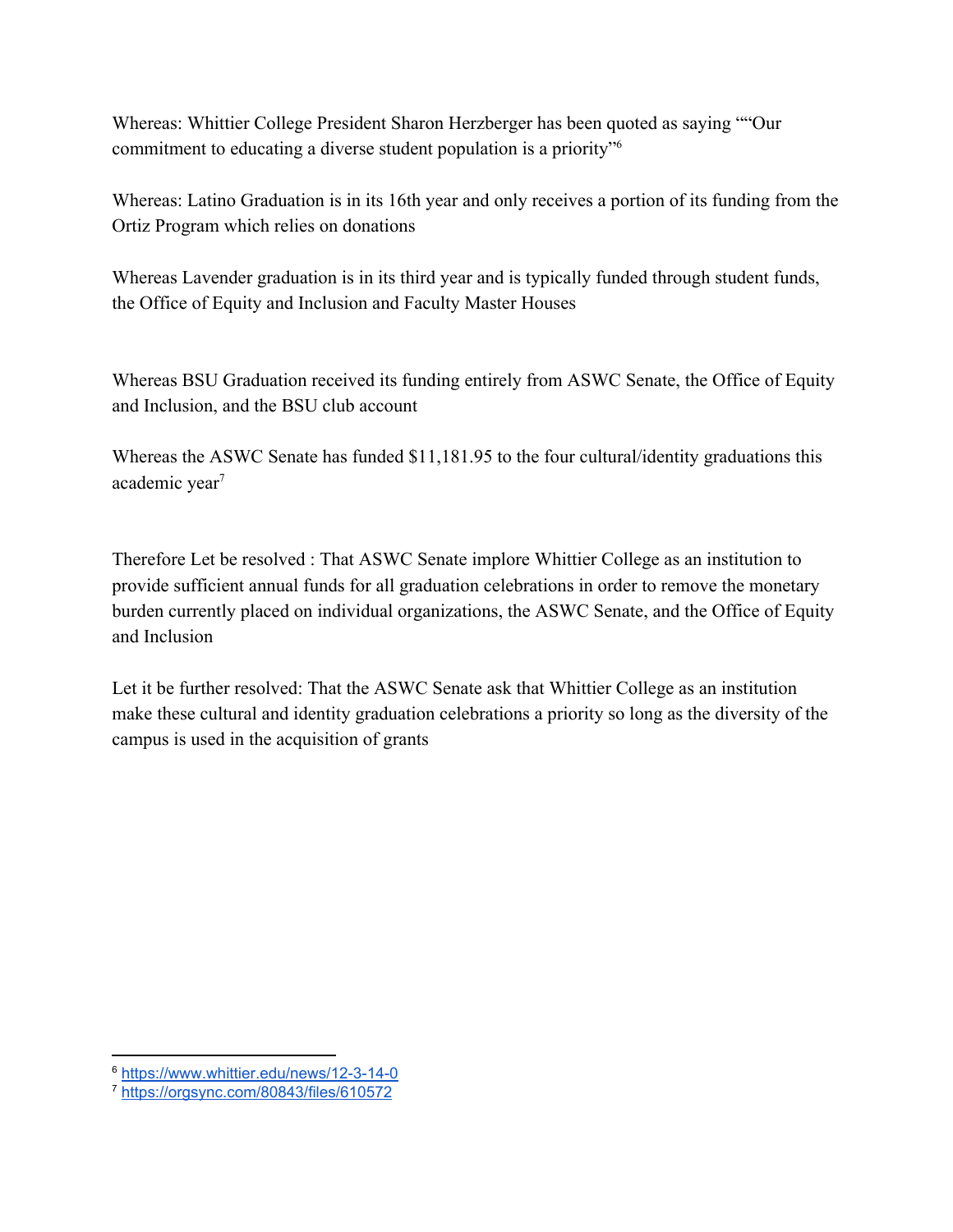Whereas: Whittier College President Sharon Herzberger has been quoted as saying ""Our commitment to educating a diverse student population is a priority"[6]

Whereas: Latino Graduation is in its 16th year and only receives a portion of its funding from the Ortiz Program which relies on donations

Whereas Lavender graduation is in its third year and is typically funded through student funds, the Office of Equity and Inclusion and Faculty Master Houses

Whereas BSU Graduation received its funding entirely from ASWC Senate, the Office of Equity and Inclusion, and the BSU club account

Whereas the ASWC Senate has funded $11,181.95 to the four cultural/identity graduations this academic year[7]

Therefore Let be resolved : That ASWC Senate implore Whittier College as an institution to provide sufficient annual funds for all graduation celebrations in order to remove the monetary burden currently placed on individual organizations, the ASWC Senate, and the Office of Equity and Inclusion

Let it be further resolved: That the ASWC Senate ask that Whittier College as an institution make these cultural and identity graduation celebrations a priority so long as the diversity of the campus is used in the acquisition of grants

---

[6] https://www.whittier.edu/news/12-3-14-0

[7] https://orgsync.com/80843/files/610572